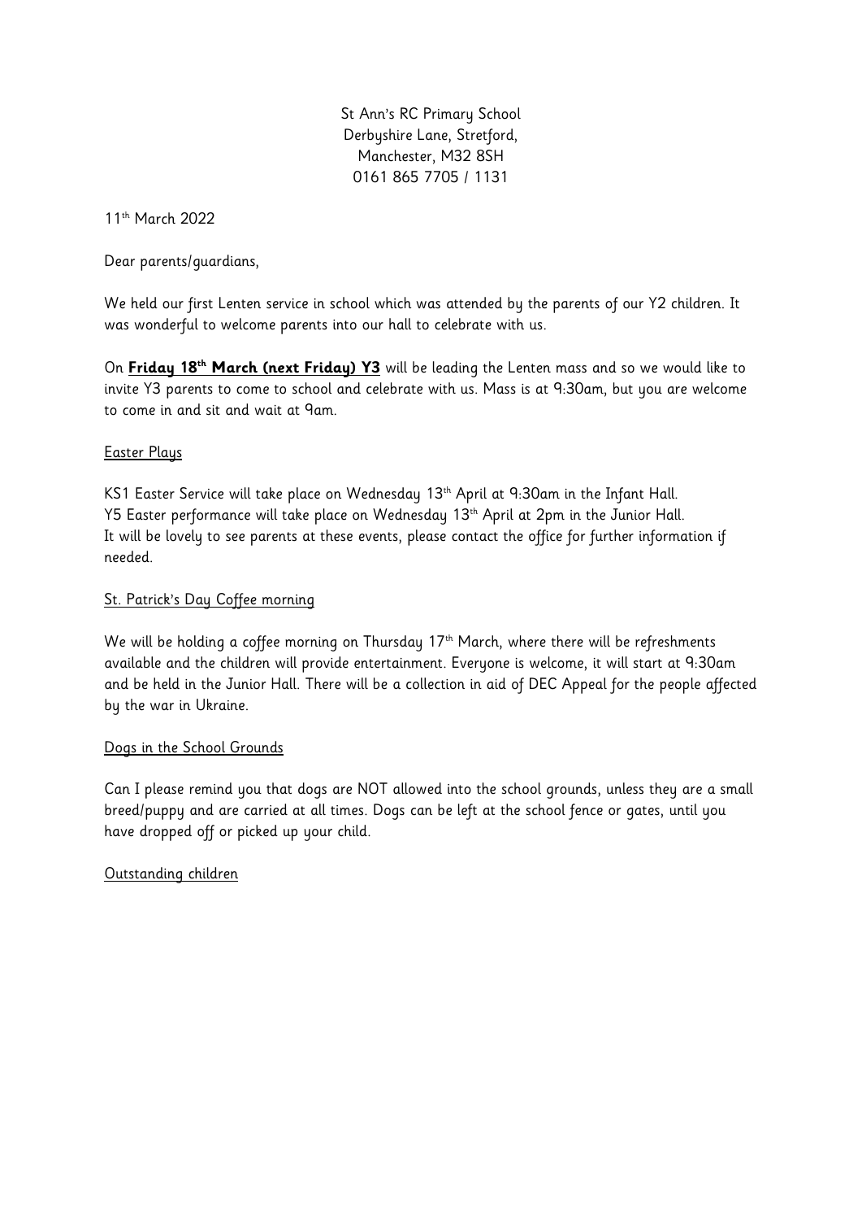St Ann's RC Primary School
Derbyshire Lane, Stretford,
Manchester, M32 8SH
0161 865 7705 / 1131

11th March 2022

Dear parents/guardians,

We held our first Lenten service in school which was attended by the parents of our Y2 children. It was wonderful to welcome parents into our hall to celebrate with us.

On **Friday 18th March (next Friday) Y3** will be leading the Lenten mass and so we would like to invite Y3 parents to come to school and celebrate with us. Mass is at 9:30am, but you are welcome to come in and sit and wait at 9am.

## Easter Plays

KS1 Easter Service will take place on Wednesday 13th April at 9:30am in the Infant Hall.
Y5 Easter performance will take place on Wednesday 13th April at 2pm in the Junior Hall.
It will be lovely to see parents at these events, please contact the office for further information if needed.

## St. Patrick's Day Coffee morning

We will be holding a coffee morning on Thursday 17th March, where there will be refreshments available and the children will provide entertainment. Everyone is welcome, it will start at 9:30am and be held in the Junior Hall. There will be a collection in aid of DEC Appeal for the people affected by the war in Ukraine.

## Dogs in the School Grounds

Can I please remind you that dogs are NOT allowed into the school grounds, unless they are a small breed/puppy and are carried at all times. Dogs can be left at the school fence or gates, until you have dropped off or picked up your child.

## Outstanding children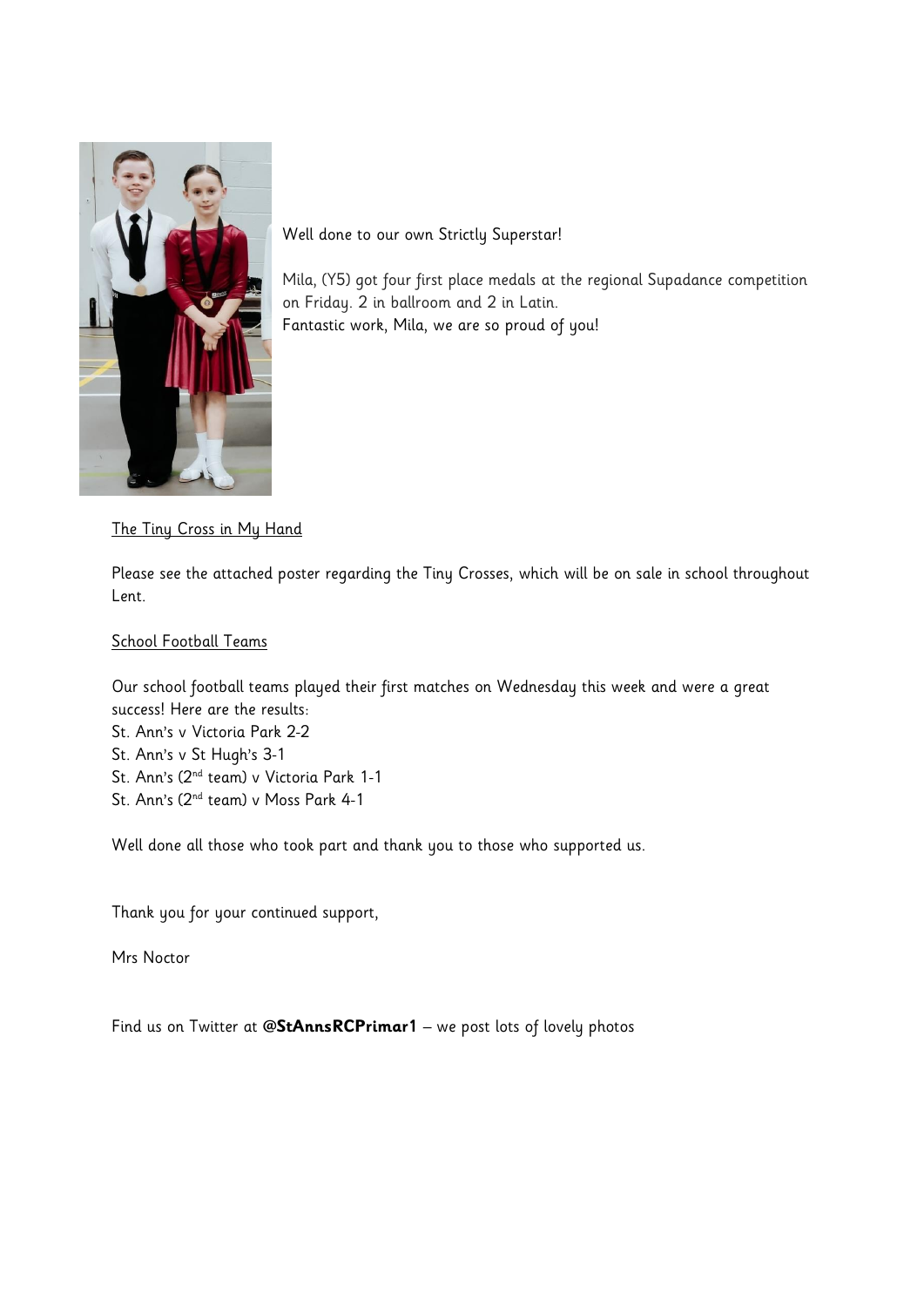Well done to our own Strictly Superstar!

Mila, (Y5) got four first place medals at the regional Supadance competition on Friday. 2 in ballroom and 2 in Latin.
Fantastic work, Mila, we are so proud of you!

## The Tiny Cross in My Hand

Please see the attached poster regarding the Tiny Crosses, which will be on sale in school throughout Lent.

## School Football Teams

Our school football teams played their first matches on Wednesday this week and were a great success! Here are the results:

St. Ann's v Victoria Park 2-2
St. Ann's v St Hugh's 3-1
St. Ann's (2nd team) v Victoria Park 1-1
St. Ann's (2nd team) v Moss Park 4-1

Well done all those who took part and thank you to those who supported us.

Thank you for your continued support,

Mrs Noctor

Find us on Twitter at **@StAnnsRCPrimar1** – we post lots of lovely photos